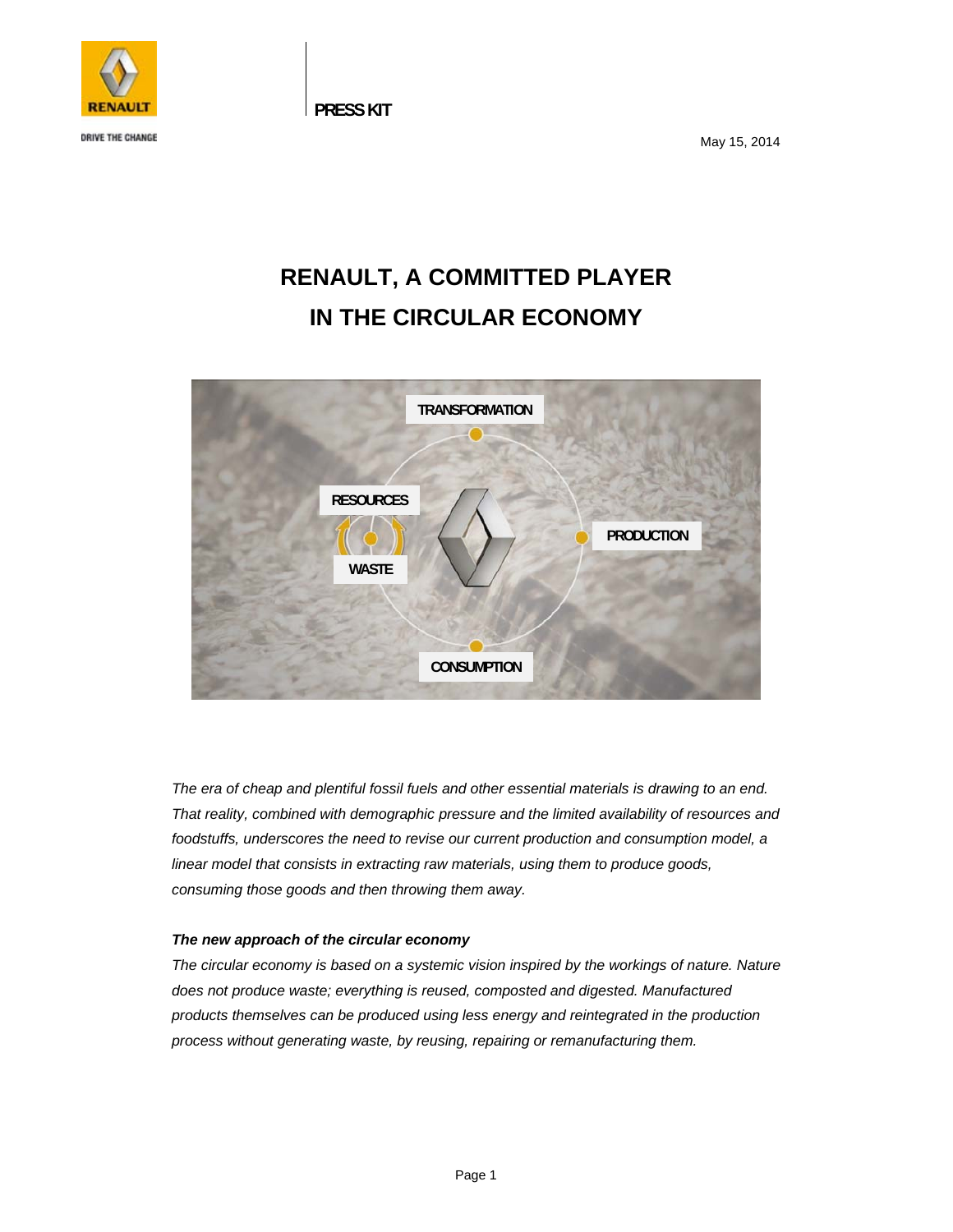PRESS KIT

May 15, 2014

# RENAULT, A COMMITTED PLAYER IN THE CIRCULAR ECONOMY

*The era of cheap and plentiful fossil fuels and other essential materials is drawing to an end. That reality, combined with demographic pressure and the limited availability of resources and foodstuffs, underscores the need to revise our current production and consumption model, a linear model that consists in extracting raw materials, using them to produce goods, consuming those goods and then throwing them away.*

***The new approach of the circular economy***

*The circular economy is based on a systemic vision inspired by the workings of nature. Nature does not produce waste; everything is reused, composted and digested. Manufactured products themselves can be produced using less energy and reintegrated in the production process without generating waste, by reusing, repairing or remanufacturing them.*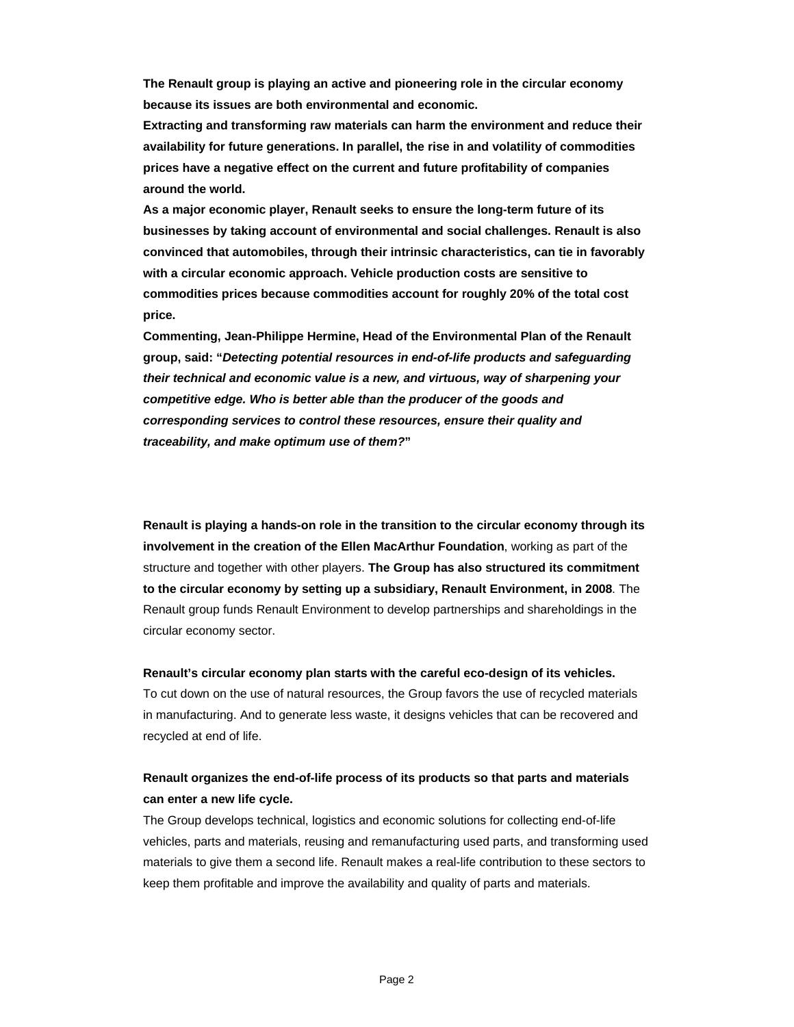**The Renault group is playing an active and pioneering role in the circular economy because its issues are both environmental and economic.**

**Extracting and transforming raw materials can harm the environment and reduce their availability for future generations. In parallel, the rise in and volatility of commodities prices have a negative effect on the current and future profitability of companies around the world.**

**As a major economic player, Renault seeks to ensure the long-term future of its businesses by taking account of environmental and social challenges. Renault is also convinced that automobiles, through their intrinsic characteristics, can tie in favorably with a circular economic approach. Vehicle production costs are sensitive to commodities prices because commodities account for roughly 20% of the total cost price.**

**Commenting, Jean-Philippe Hermine, Head of the Environmental Plan of the Renault group, said: "*Detecting potential resources in end-of-life products and safeguarding their technical and economic value is a new, and virtuous, way of sharpening your competitive edge. Who is better able than the producer of the goods and corresponding services to control these resources, ensure their quality and traceability, and make optimum use of them?*"**

**Renault is playing a hands-on role in the transition to the circular economy through its involvement in the creation of the Ellen MacArthur Foundation**, working as part of the structure and together with other players. **The Group has also structured its commitment to the circular economy by setting up a subsidiary, Renault Environment, in 2008**. The Renault group funds Renault Environment to develop partnerships and shareholdings in the circular economy sector.

**Renault's circular economy plan starts with the careful eco-design of its vehicles.**

To cut down on the use of natural resources, the Group favors the use of recycled materials in manufacturing. And to generate less waste, it designs vehicles that can be recovered and recycled at end of life.

**Renault organizes the end-of-life process of its products so that parts and materials can enter a new life cycle.**

The Group develops technical, logistics and economic solutions for collecting end-of-life vehicles, parts and materials, reusing and remanufacturing used parts, and transforming used materials to give them a second life. Renault makes a real-life contribution to these sectors to keep them profitable and improve the availability and quality of parts and materials.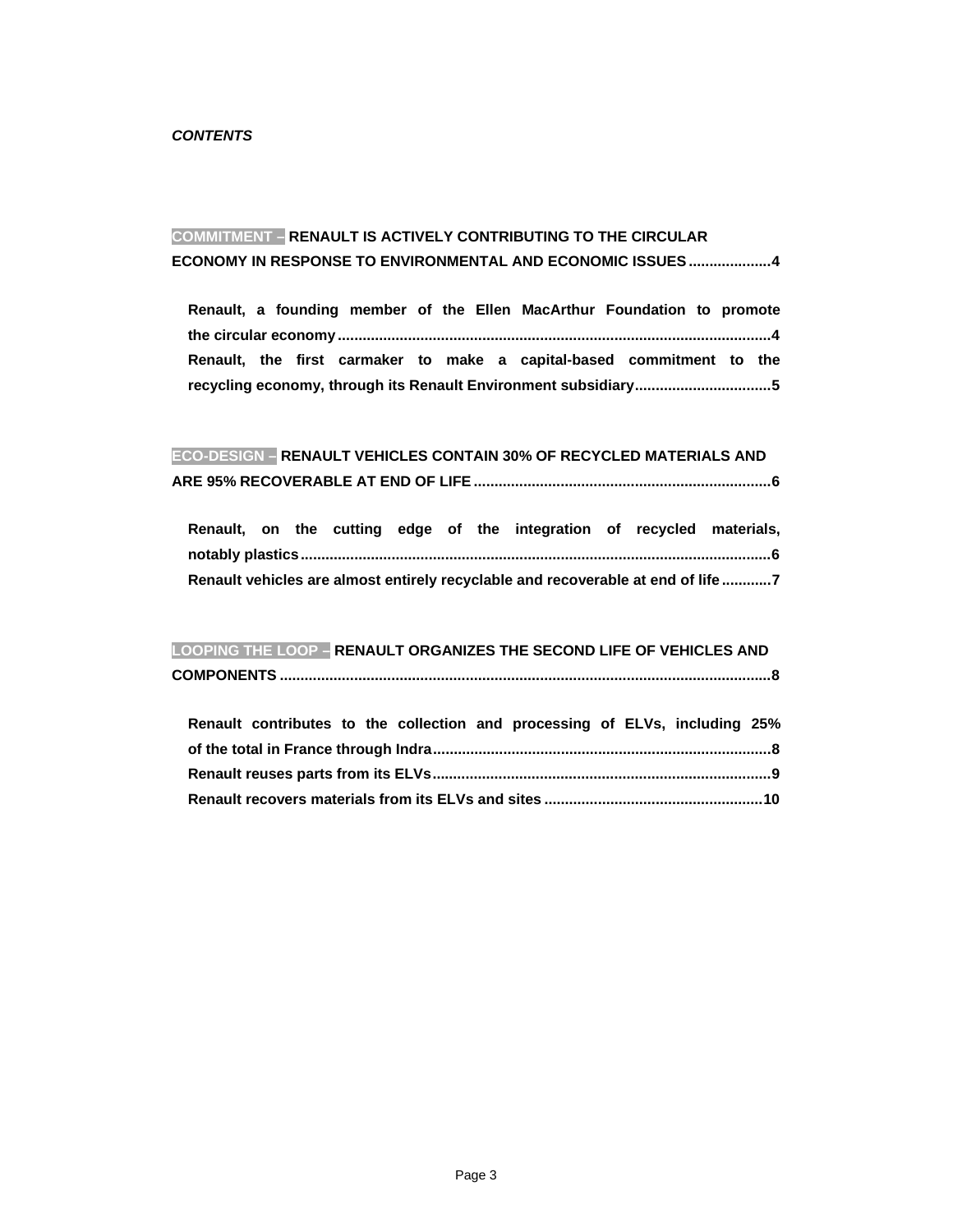***CONTENTS***

**COMMITMENT – RENAULT IS ACTIVELY CONTRIBUTING TO THE CIRCULAR ECONOMY IN RESPONSE TO ENVIRONMENTAL AND ECONOMIC ISSUES....................4**

- **Renault, a founding member of the Ellen MacArthur Foundation to promote the circular economy.......................................................................................................4**
- **Renault, the first carmaker to make a capital-based commitment to the recycling economy, through its Renault Environment subsidiary.................................5**

**ECO-DESIGN – RENAULT VEHICLES CONTAIN 30% OF RECYCLED MATERIALS AND ARE 95% RECOVERABLE AT END OF LIFE.......................................................................6**

- **Renault, on the cutting edge of the integration of recycled materials, notably plastics.................................................................................................................6**
- **Renault vehicles are almost entirely recyclable and recoverable at end of life............7**

**LOOPING THE LOOP – RENAULT ORGANIZES THE SECOND LIFE OF VEHICLES AND COMPONENTS......................................................................................................................8**

- **Renault contributes to the collection and processing of ELVs, including 25% of the total in France through Indra.................................................................................8**
- **Renault reuses parts from its ELVs.................................................................................9**
- **Renault recovers materials from its ELVs and sites.....................................................10**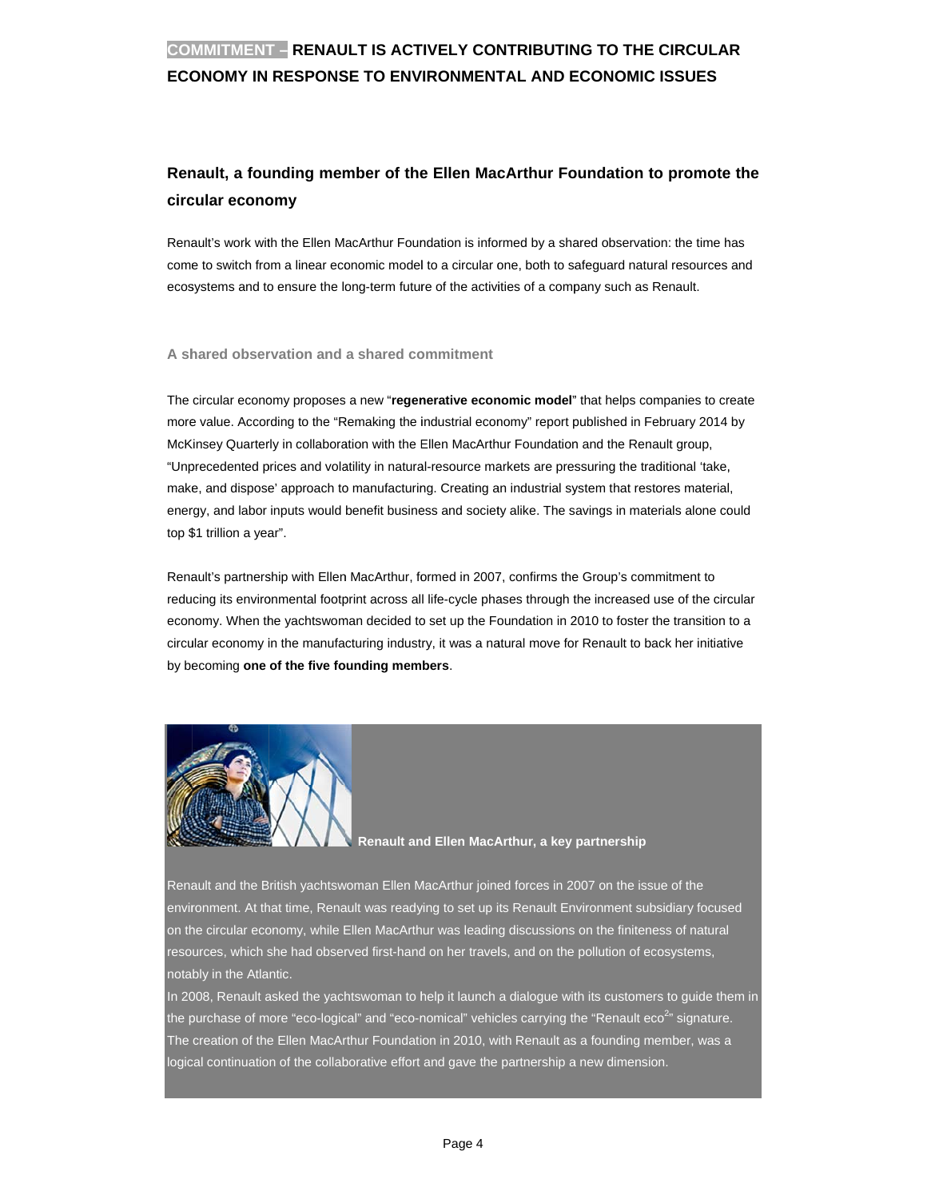# COMMITMENT – RENAULT IS ACTIVELY CONTRIBUTING TO THE CIRCULAR ECONOMY IN RESPONSE TO ENVIRONMENTAL AND ECONOMIC ISSUES

## Renault, a founding member of the Ellen MacArthur Foundation to promote the circular economy

Renault's work with the Ellen MacArthur Foundation is informed by a shared observation: the time has come to switch from a linear economic model to a circular one, both to safeguard natural resources and ecosystems and to ensure the long-term future of the activities of a company such as Renault.

### A shared observation and a shared commitment

The circular economy proposes a new "**regenerative economic model**" that helps companies to create more value. According to the "Remaking the industrial economy" report published in February 2014 by McKinsey Quarterly in collaboration with the Ellen MacArthur Foundation and the Renault group, "Unprecedented prices and volatility in natural-resource markets are pressuring the traditional 'take, make, and dispose' approach to manufacturing. Creating an industrial system that restores material, energy, and labor inputs would benefit business and society alike. The savings in materials alone could top $1 trillion a year".

Renault's partnership with Ellen MacArthur, formed in 2007, confirms the Group's commitment to reducing its environmental footprint across all life-cycle phases through the increased use of the circular economy. When the yachtswoman decided to set up the Foundation in 2010 to foster the transition to a circular economy in the manufacturing industry, it was a natural move for Renault to back her initiative by becoming **one of the five founding members**.

**Renault and Ellen MacArthur, a key partnership**

Renault and the British yachtswoman Ellen MacArthur joined forces in 2007 on the issue of the environment. At that time, Renault was readying to set up its Renault Environment subsidiary focused on the circular economy, while Ellen MacArthur was leading discussions on the finiteness of natural resources, which she had observed first-hand on her travels, and on the pollution of ecosystems, notably in the Atlantic.

In 2008, Renault asked the yachtswoman to help it launch a dialogue with its customers to guide them in the purchase of more "eco-logical" and "eco-nomical" vehicles carrying the "Renault eco²" signature. The creation of the Ellen MacArthur Foundation in 2010, with Renault as a founding member, was a logical continuation of the collaborative effort and gave the partnership a new dimension.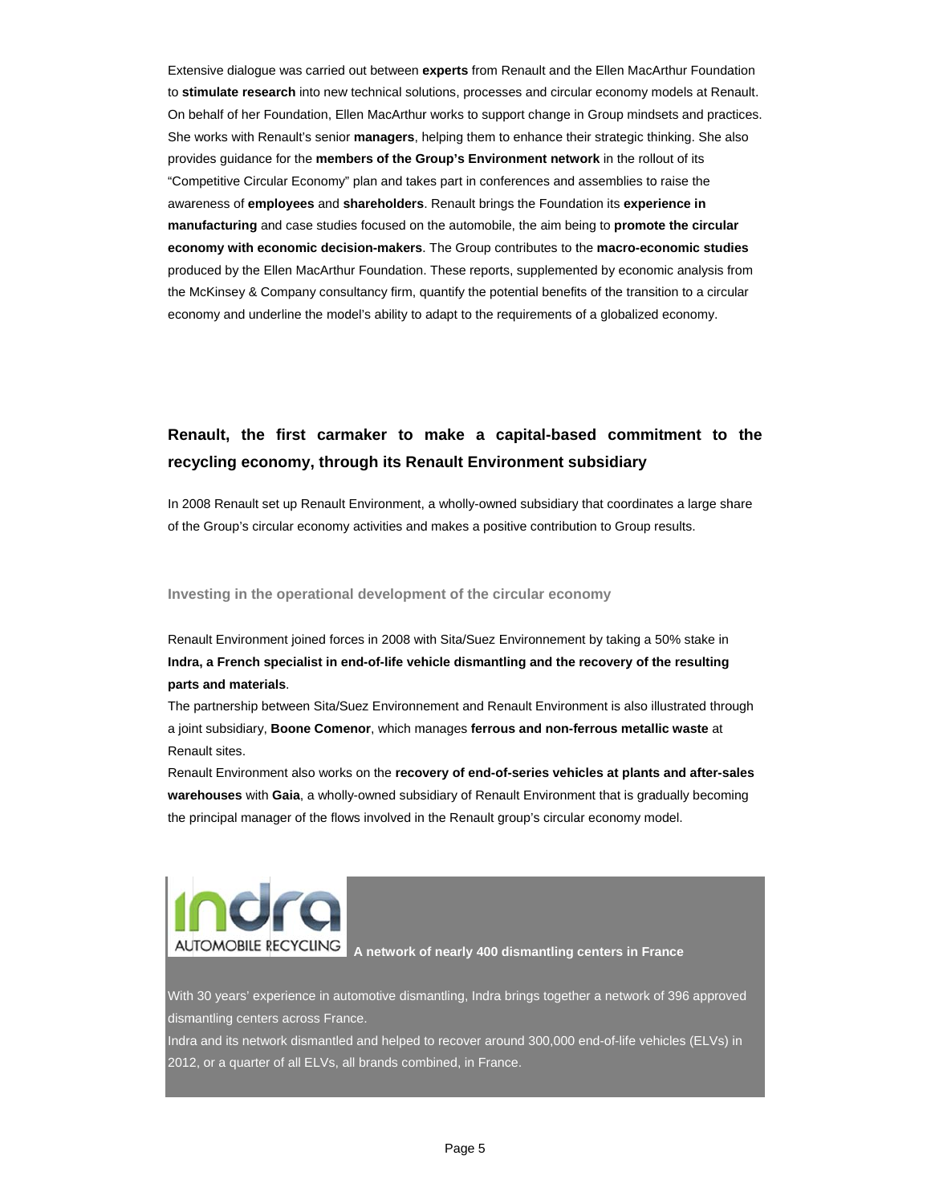Extensive dialogue was carried out between **experts** from Renault and the Ellen MacArthur Foundation to **stimulate research** into new technical solutions, processes and circular economy models at Renault. On behalf of her Foundation, Ellen MacArthur works to support change in Group mindsets and practices. She works with Renault's senior **managers**, helping them to enhance their strategic thinking. She also provides guidance for the **members of the Group's Environment network** in the rollout of its "Competitive Circular Economy" plan and takes part in conferences and assemblies to raise the awareness of **employees** and **shareholders**. Renault brings the Foundation its **experience in manufacturing** and case studies focused on the automobile, the aim being to **promote the circular economy with economic decision-makers**. The Group contributes to the **macro-economic studies** produced by the Ellen MacArthur Foundation. These reports, supplemented by economic analysis from the McKinsey & Company consultancy firm, quantify the potential benefits of the transition to a circular economy and underline the model's ability to adapt to the requirements of a globalized economy.

## Renault, the first carmaker to make a capital-based commitment to the recycling economy, through its Renault Environment subsidiary

In 2008 Renault set up Renault Environment, a wholly-owned subsidiary that coordinates a large share of the Group's circular economy activities and makes a positive contribution to Group results.

### Investing in the operational development of the circular economy

Renault Environment joined forces in 2008 with Sita/Suez Environnement by taking a 50% stake in **Indra, a French specialist in end-of-life vehicle dismantling and the recovery of the resulting parts and materials**.

The partnership between Sita/Suez Environnement and Renault Environment is also illustrated through a joint subsidiary, **Boone Comenor**, which manages **ferrous and non-ferrous metallic waste** at Renault sites.

Renault Environment also works on the **recovery of end-of-series vehicles at plants and after-sales warehouses** with **Gaia**, a wholly-owned subsidiary of Renault Environment that is gradually becoming the principal manager of the flows involved in the Renault group's circular economy model.

indra AUTOMOBILE RECYCLING

**A network of nearly 400 dismantling centers in France**

With 30 years' experience in automotive dismantling, Indra brings together a network of 396 approved dismantling centers across France.

Indra and its network dismantled and helped to recover around 300,000 end-of-life vehicles (ELVs) in 2012, or a quarter of all ELVs, all brands combined, in France.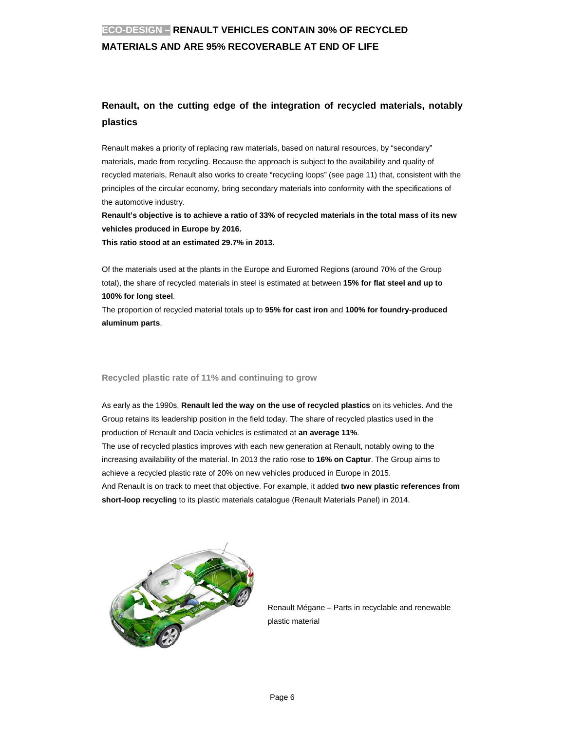**ECO-DESIGN – RENAULT VEHICLES CONTAIN 30% OF RECYCLED MATERIALS AND ARE 95% RECOVERABLE AT END OF LIFE**

## Renault, on the cutting edge of the integration of recycled materials, notably plastics

Renault makes a priority of replacing raw materials, based on natural resources, by "secondary" materials, made from recycling. Because the approach is subject to the availability and quality of recycled materials, Renault also works to create "recycling loops" (see page 11) that, consistent with the principles of the circular economy, bring secondary materials into conformity with the specifications of the automotive industry.

**Renault's objective is to achieve a ratio of 33% of recycled materials in the total mass of its new vehicles produced in Europe by 2016.**

**This ratio stood at an estimated 29.7% in 2013.**

Of the materials used at the plants in the Europe and Euromed Regions (around 70% of the Group total), the share of recycled materials in steel is estimated at between **15% for flat steel and up to 100% for long steel**.

The proportion of recycled material totals up to **95% for cast iron** and **100% for foundry-produced aluminum parts**.

### Recycled plastic rate of 11% and continuing to grow

As early as the 1990s, **Renault led the way on the use of recycled plastics** on its vehicles. And the Group retains its leadership position in the field today. The share of recycled plastics used in the production of Renault and Dacia vehicles is estimated at **an average 11%**.

The use of recycled plastics improves with each new generation at Renault, notably owing to the increasing availability of the material. In 2013 the ratio rose to **16% on Captur**. The Group aims to achieve a recycled plastic rate of 20% on new vehicles produced in Europe in 2015.

And Renault is on track to meet that objective. For example, it added **two new plastic references from short-loop recycling** to its plastic materials catalogue (Renault Materials Panel) in 2014.

Renault Mégane – Parts in recyclable and renewable plastic material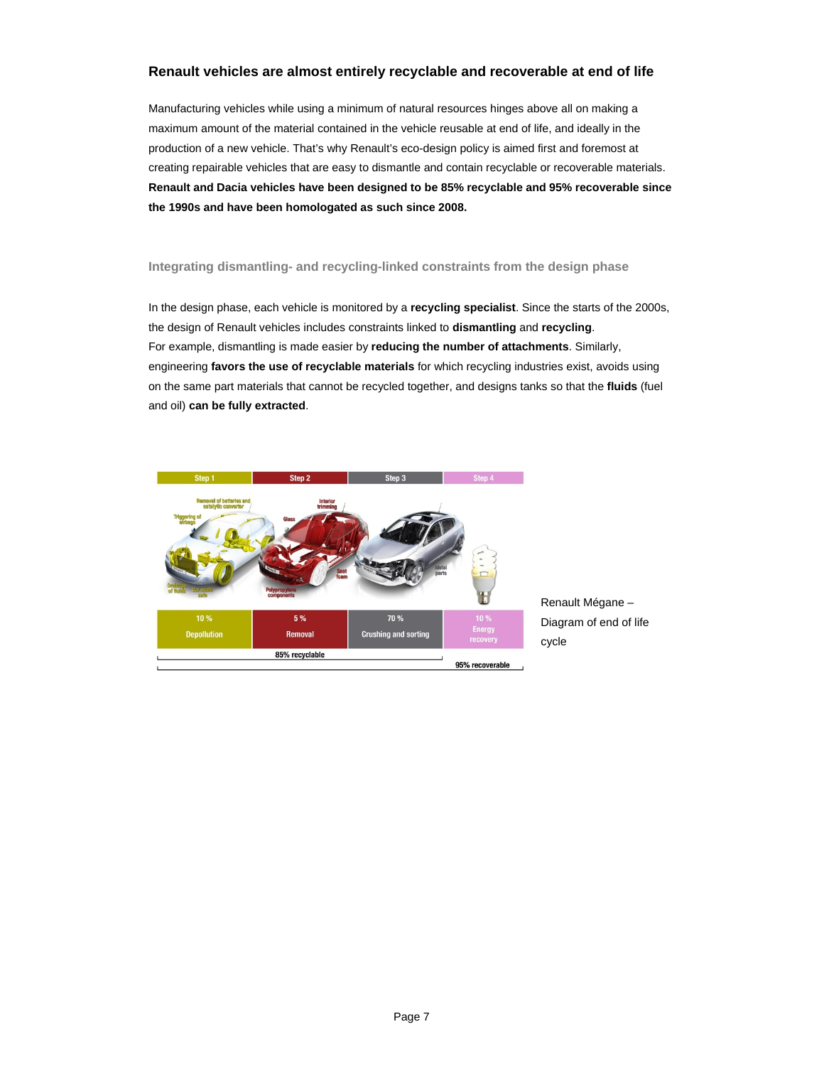## Renault vehicles are almost entirely recyclable and recoverable at end of life

Manufacturing vehicles while using a minimum of natural resources hinges above all on making a maximum amount of the material contained in the vehicle reusable at end of life, and ideally in the production of a new vehicle. That's why Renault's eco-design policy is aimed first and foremost at creating repairable vehicles that are easy to dismantle and contain recyclable or recoverable materials. **Renault and Dacia vehicles have been designed to be 85% recyclable and 95% recoverable since the 1990s and have been homologated as such since 2008.**

### Integrating dismantling- and recycling-linked constraints from the design phase

In the design phase, each vehicle is monitored by a **recycling specialist**. Since the starts of the 2000s, the design of Renault vehicles includes constraints linked to **dismantling** and **recycling**.
For example, dismantling is made easier by **reducing the number of attachments**. Similarly, engineering **favors the use of recyclable materials** for which recycling industries exist, avoids using on the same part materials that cannot be recycled together, and designs tanks so that the **fluids** (fuel and oil) **can be fully extracted**.

| Step 1 | Step 2 | Step 3 | Step 4 |
|---|---|---|---|
| 10 % Depollution | 5 % Removal | 70 % Crushing and sorting | 10 % Energy recovery |

85% recyclable (Steps 1–3); 95% recoverable (Steps 1–4)

Renault Mégane – Diagram of end of life cycle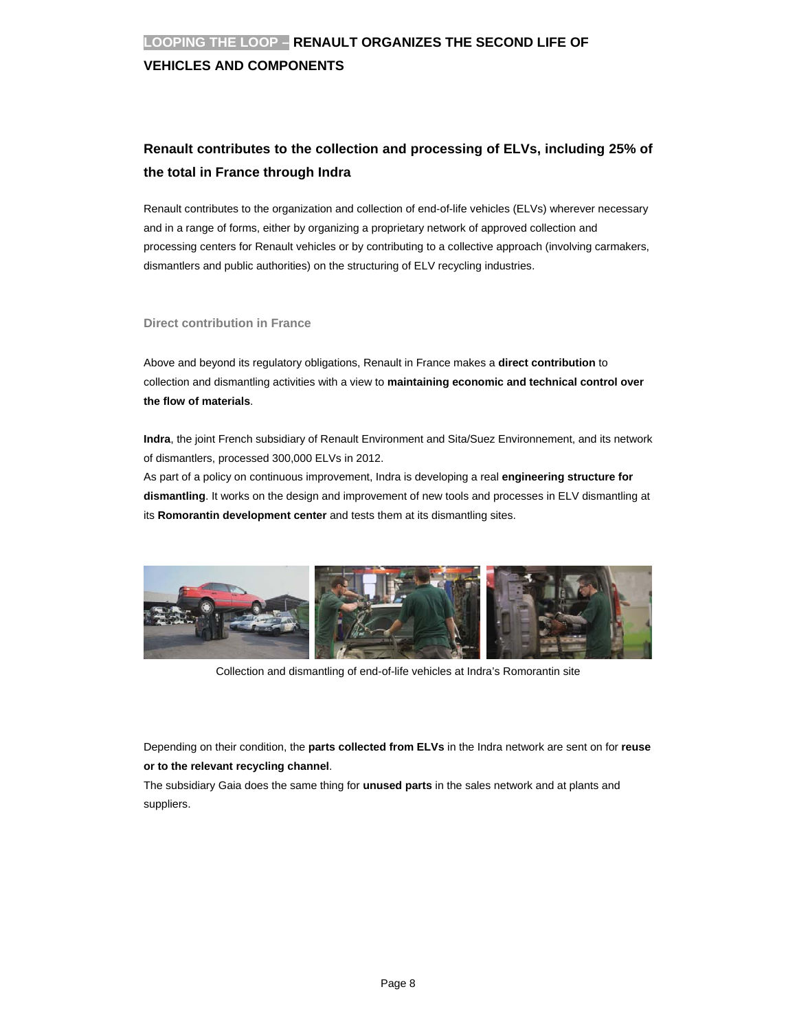**LOOPING THE LOOP – RENAULT ORGANIZES THE SECOND LIFE OF VEHICLES AND COMPONENTS**

## Renault contributes to the collection and processing of ELVs, including 25% of the total in France through Indra

Renault contributes to the organization and collection of end-of-life vehicles (ELVs) wherever necessary and in a range of forms, either by organizing a proprietary network of approved collection and processing centers for Renault vehicles or by contributing to a collective approach (involving carmakers, dismantlers and public authorities) on the structuring of ELV recycling industries.

### Direct contribution in France

Above and beyond its regulatory obligations, Renault in France makes a **direct contribution** to collection and dismantling activities with a view to **maintaining economic and technical control over the flow of materials**.

**Indra**, the joint French subsidiary of Renault Environment and Sita/Suez Environnement, and its network of dismantlers, processed 300,000 ELVs in 2012.
As part of a policy on continuous improvement, Indra is developing a real **engineering structure for dismantling**. It works on the design and improvement of new tools and processes in ELV dismantling at its **Romorantin development center** and tests them at its dismantling sites.

Collection and dismantling of end-of-life vehicles at Indra's Romorantin site

Depending on their condition, the **parts collected from ELVs** in the Indra network are sent on for **reuse or to the relevant recycling channel**.
The subsidiary Gaia does the same thing for **unused parts** in the sales network and at plants and suppliers.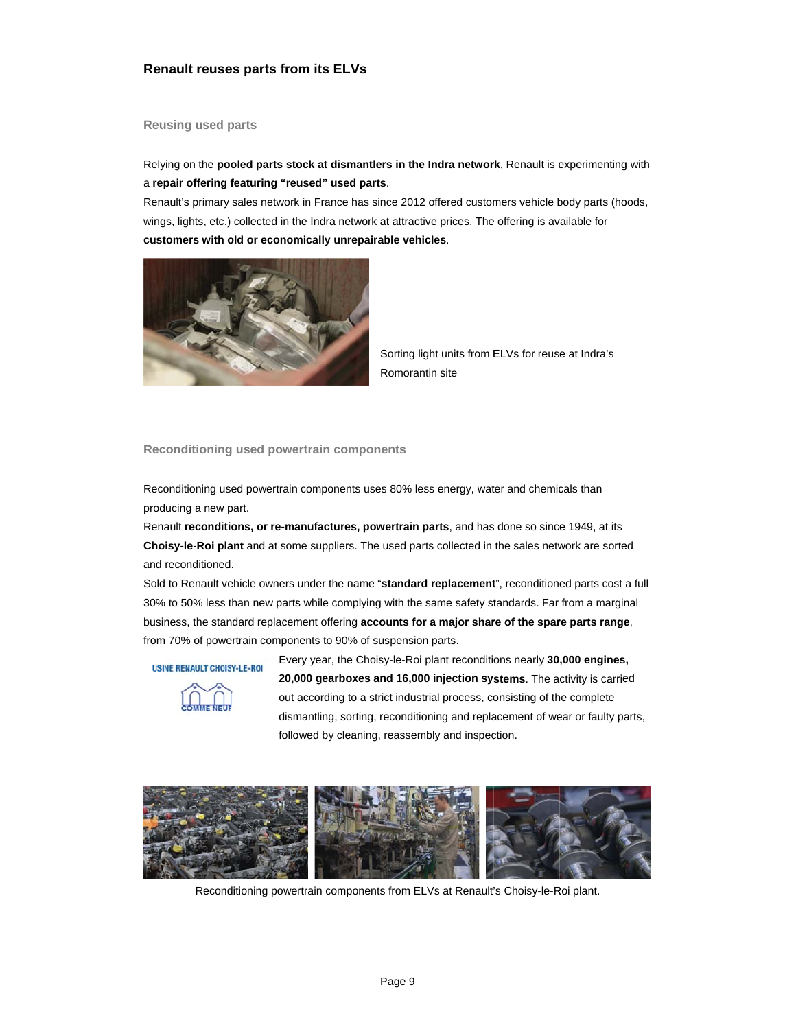## Renault reuses parts from its ELVs

### Reusing used parts

Relying on the **pooled parts stock at dismantlers in the Indra network**, Renault is experimenting with a **repair offering featuring "reused" used parts**.

Renault's primary sales network in France has since 2012 offered customers vehicle body parts (hoods, wings, lights, etc.) collected in the Indra network at attractive prices. The offering is available for **customers with old or economically unrepairable vehicles**.

Sorting light units from ELVs for reuse at Indra's Romorantin site

### Reconditioning used powertrain components

Reconditioning used powertrain components uses 80% less energy, water and chemicals than producing a new part.

Renault **reconditions, or re-manufactures, powertrain parts**, and has done so since 1949, at its **Choisy-le-Roi plant** and at some suppliers. The used parts collected in the sales network are sorted and reconditioned.

Sold to Renault vehicle owners under the name "**standard replacement**", reconditioned parts cost a full 30% to 50% less than new parts while complying with the same safety standards. Far from a marginal business, the standard replacement offering **accounts for a major share of the spare parts range**, from 70% of powertrain components to 90% of suspension parts.

USINE RENAULT CHOISY-LE-ROI COMME NEUF

Every year, the Choisy-le-Roi plant reconditions nearly **30,000 engines, 20,000 gearboxes and 16,000 injection systems**. The activity is carried out according to a strict industrial process, consisting of the complete dismantling, sorting, reconditioning and replacement of wear or faulty parts, followed by cleaning, reassembly and inspection.

Reconditioning powertrain components from ELVs at Renault's Choisy-le-Roi plant.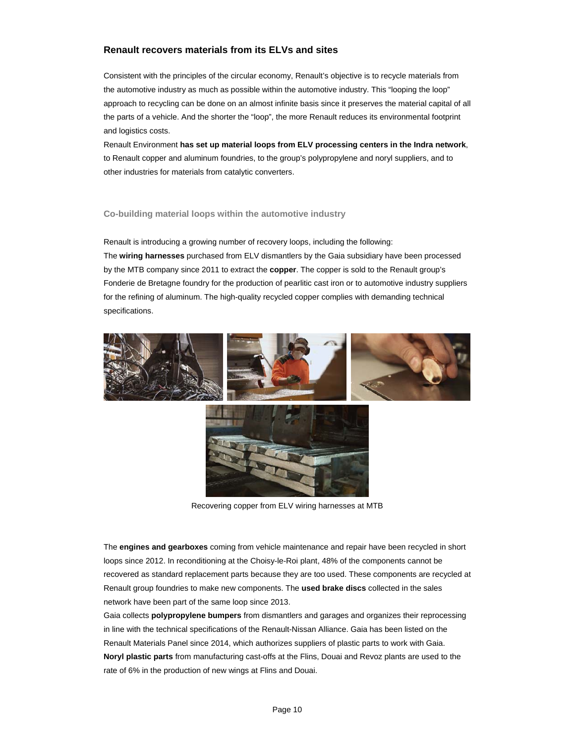## Renault recovers materials from its ELVs and sites

Consistent with the principles of the circular economy, Renault's objective is to recycle materials from the automotive industry as much as possible within the automotive industry. This "looping the loop" approach to recycling can be done on an almost infinite basis since it preserves the material capital of all the parts of a vehicle. And the shorter the "loop", the more Renault reduces its environmental footprint and logistics costs.

Renault Environment **has set up material loops from ELV processing centers in the Indra network**, to Renault copper and aluminum foundries, to the group's polypropylene and noryl suppliers, and to other industries for materials from catalytic converters.

### Co-building material loops within the automotive industry

Renault is introducing a growing number of recovery loops, including the following:

The **wiring harnesses** purchased from ELV dismantlers by the Gaia subsidiary have been processed by the MTB company since 2011 to extract the **copper**. The copper is sold to the Renault group's Fonderie de Bretagne foundry for the production of pearlitic cast iron or to automotive industry suppliers for the refining of aluminum. The high-quality recycled copper complies with demanding technical specifications.

Recovering copper from ELV wiring harnesses at MTB

The **engines and gearboxes** coming from vehicle maintenance and repair have been recycled in short loops since 2012. In reconditioning at the Choisy-le-Roi plant, 48% of the components cannot be recovered as standard replacement parts because they are too used. These components are recycled at Renault group foundries to make new components. The **used brake discs** collected in the sales network have been part of the same loop since 2013.

Gaia collects **polypropylene bumpers** from dismantlers and garages and organizes their reprocessing in line with the technical specifications of the Renault-Nissan Alliance. Gaia has been listed on the Renault Materials Panel since 2014, which authorizes suppliers of plastic parts to work with Gaia.

**Noryl plastic parts** from manufacturing cast-offs at the Flins, Douai and Revoz plants are used to the rate of 6% in the production of new wings at Flins and Douai.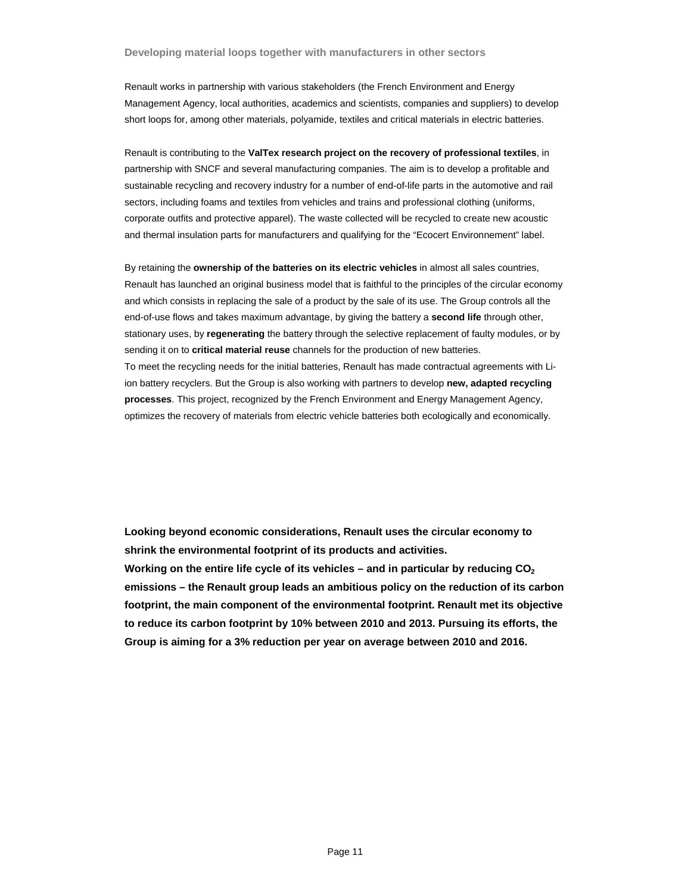### Developing material loops together with manufacturers in other sectors

Renault works in partnership with various stakeholders (the French Environment and Energy Management Agency, local authorities, academics and scientists, companies and suppliers) to develop short loops for, among other materials, polyamide, textiles and critical materials in electric batteries.

Renault is contributing to the **ValTex research project on the recovery of professional textiles**, in partnership with SNCF and several manufacturing companies. The aim is to develop a profitable and sustainable recycling and recovery industry for a number of end-of-life parts in the automotive and rail sectors, including foams and textiles from vehicles and trains and professional clothing (uniforms, corporate outfits and protective apparel). The waste collected will be recycled to create new acoustic and thermal insulation parts for manufacturers and qualifying for the “Ecocert Environnement” label.

By retaining the **ownership of the batteries on its electric vehicles** in almost all sales countries, Renault has launched an original business model that is faithful to the principles of the circular economy and which consists in replacing the sale of a product by the sale of its use. The Group controls all the end-of-use flows and takes maximum advantage, by giving the battery a **second life** through other, stationary uses, by **regenerating** the battery through the selective replacement of faulty modules, or by sending it on to **critical material reuse** channels for the production of new batteries.
To meet the recycling needs for the initial batteries, Renault has made contractual agreements with Li-ion battery recyclers. But the Group is also working with partners to develop **new, adapted recycling processes**. This project, recognized by the French Environment and Energy Management Agency, optimizes the recovery of materials from electric vehicle batteries both ecologically and economically.

**Looking beyond economic considerations, Renault uses the circular economy to shrink the environmental footprint of its products and activities.**
**Working on the entire life cycle of its vehicles – and in particular by reducing $CO_2$ emissions – the Renault group leads an ambitious policy on the reduction of its carbon footprint, the main component of the environmental footprint. Renault met its objective to reduce its carbon footprint by 10% between 2010 and 2013. Pursuing its efforts, the Group is aiming for a 3% reduction per year on average between 2010 and 2016.**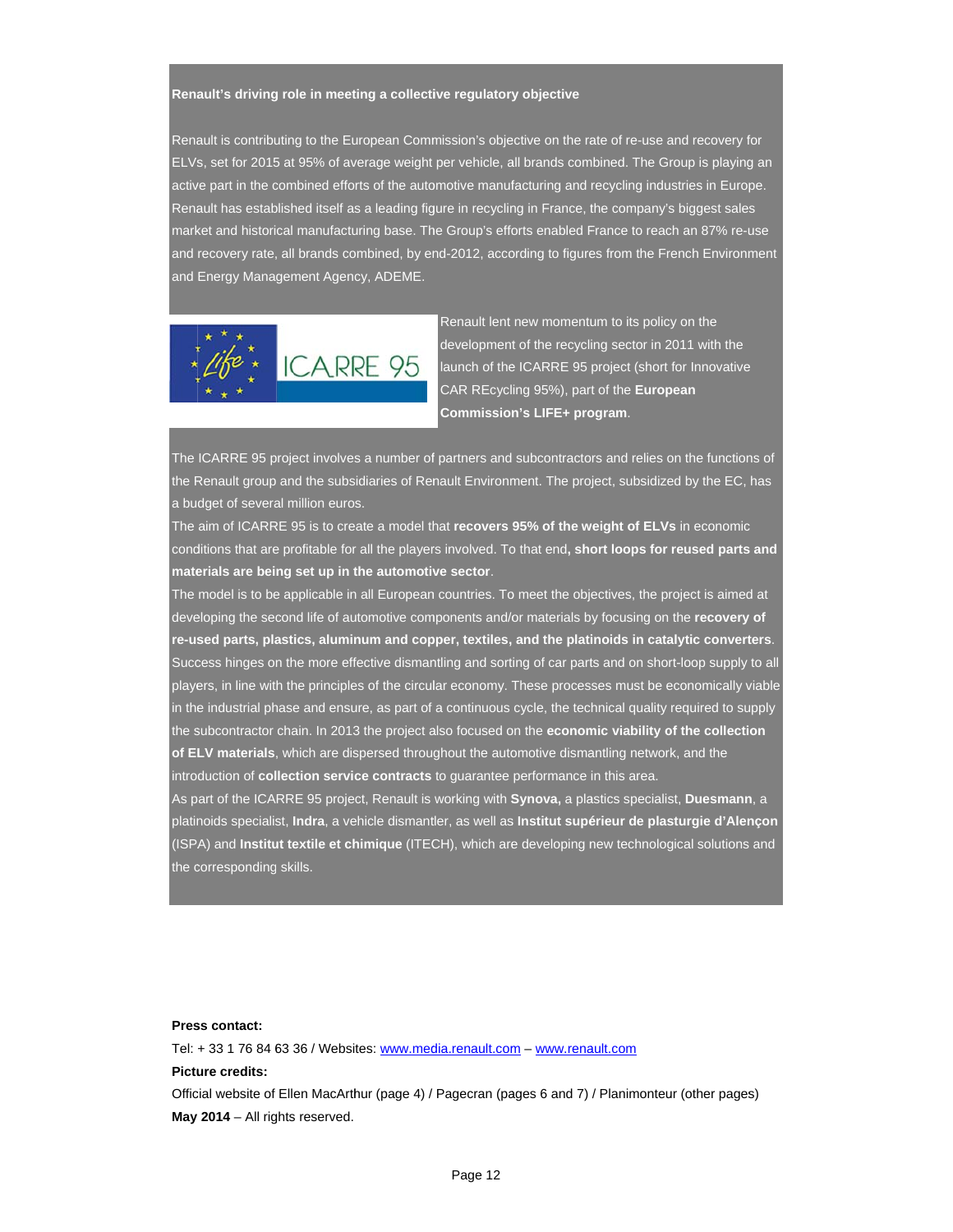**Renault's driving role in meeting a collective regulatory objective**

Renault is contributing to the European Commission's objective on the rate of re-use and recovery for ELVs, set for 2015 at 95% of average weight per vehicle, all brands combined. The Group is playing an active part in the combined efforts of the automotive manufacturing and recycling industries in Europe. Renault has established itself as a leading figure in recycling in France, the company's biggest sales market and historical manufacturing base. The Group's efforts enabled France to reach an 87% re-use and recovery rate, all brands combined, by end-2012, according to figures from the French Environment and Energy Management Agency, ADEME.

Renault lent new momentum to its policy on the development of the recycling sector in 2011 with the launch of the ICARRE 95 project (short for Innovative CAR REcycling 95%), part of the **European Commission's LIFE+ program**.

The ICARRE 95 project involves a number of partners and subcontractors and relies on the functions of the Renault group and the subsidiaries of Renault Environment. The project, subsidized by the EC, has a budget of several million euros.

The aim of ICARRE 95 is to create a model that **recovers 95% of the weight of ELVs** in economic conditions that are profitable for all the players involved. To that end**, short loops for reused parts and materials are being set up in the automotive sector**.

The model is to be applicable in all European countries. To meet the objectives, the project is aimed at developing the second life of automotive components and/or materials by focusing on the **recovery of re-used parts, plastics, aluminum and copper, textiles, and the platinoids in catalytic converters**. Success hinges on the more effective dismantling and sorting of car parts and on short-loop supply to all players, in line with the principles of the circular economy. These processes must be economically viable in the industrial phase and ensure, as part of a continuous cycle, the technical quality required to supply the subcontractor chain. In 2013 the project also focused on the **economic viability of the collection of ELV materials**, which are dispersed throughout the automotive dismantling network, and the introduction of **collection service contracts** to guarantee performance in this area.

As part of the ICARRE 95 project, Renault is working with **Synova,** a plastics specialist, **Duesmann**, a platinoids specialist, **Indra**, a vehicle dismantler, as well as **Institut supérieur de plasturgie d'Alençon** (ISPA) and **Institut textile et chimique** (ITECH), which are developing new technological solutions and the corresponding skills.

**Press contact:**

Tel: + 33 1 76 84 63 36 / Websites: www.media.renault.com – www.renault.com

**Picture credits:**

Official website of Ellen MacArthur (page 4) / Pagecran (pages 6 and 7) / Planimonteur (other pages)

**May 2014** – All rights reserved.